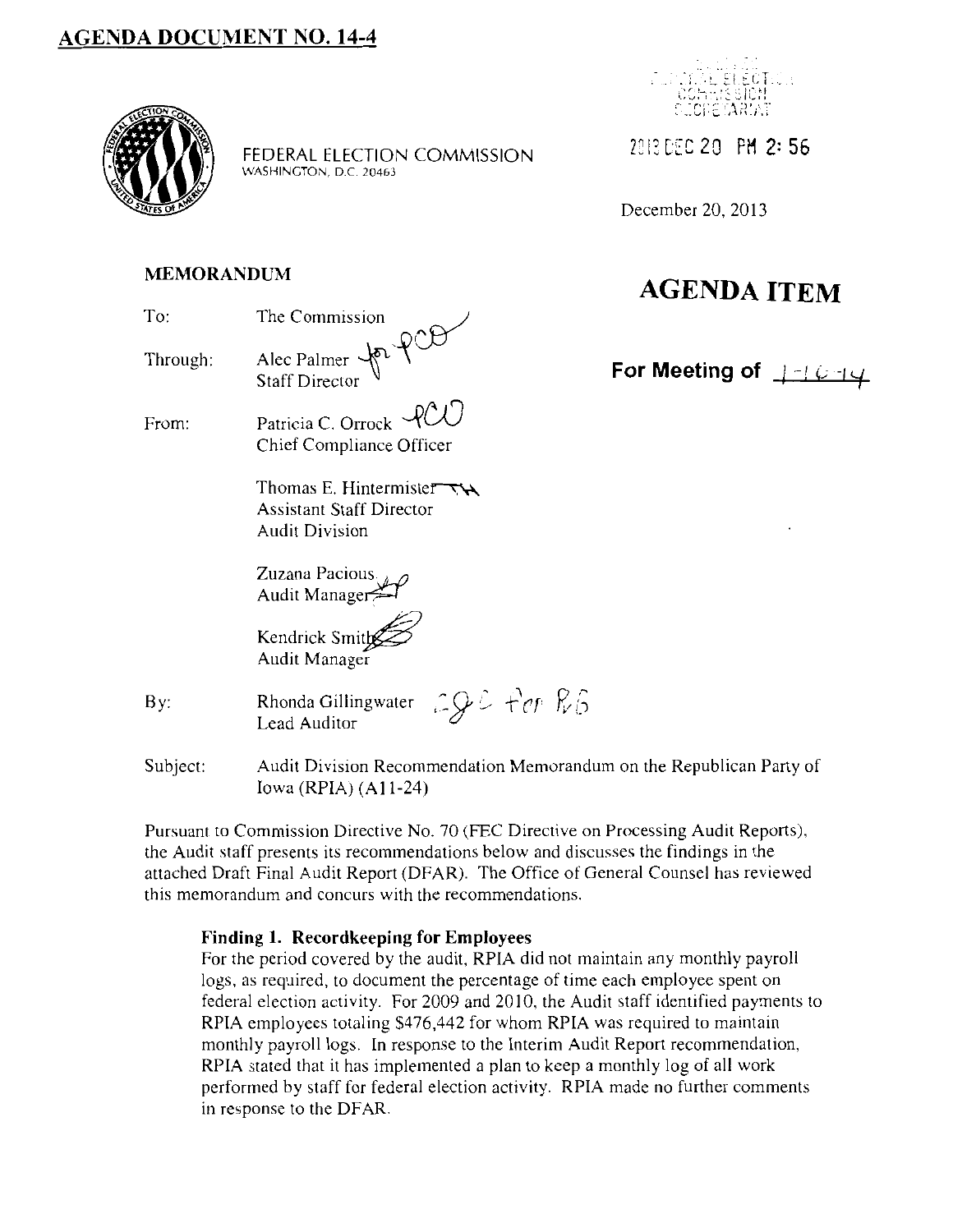# AGENDA DOCUMENT NO. 14-4

FEDERAL ELECTION COMMISSION
WASHINGTON, D.C. 20463

2013 DEC 20 PM 2:56

December 20, 2013

**MEMORANDUM**

## AGENDA ITEM

**For Meeting of** 1-16-14

To: The Commission

Through: Alec Palmer
Staff Director

From: Patricia C. Orrock
Chief Compliance Officer

Thomas E. Hintermister
Assistant Staff Director
Audit Division

Zuzana Pacious
Audit Manager

Kendrick Smith
Audit Manager

By: Rhonda Gillingwater
Lead Auditor

Subject: Audit Division Recommendation Memorandum on the Republican Party of Iowa (RPIA) (A11-24)

Pursuant to Commission Directive No. 70 (FEC Directive on Processing Audit Reports), the Audit staff presents its recommendations below and discusses the findings in the attached Draft Final Audit Report (DFAR). The Office of General Counsel has reviewed this memorandum and concurs with the recommendations.

**Finding 1. Recordkeeping for Employees**

For the period covered by the audit, RPIA did not maintain any monthly payroll logs, as required, to document the percentage of time each employee spent on federal election activity. For 2009 and 2010, the Audit staff identified payments to RPIA employees totaling $476,442 for whom RPIA was required to maintain monthly payroll logs. In response to the Interim Audit Report recommendation, RPIA stated that it has implemented a plan to keep a monthly log of all work performed by staff for federal election activity. RPIA made no further comments in response to the DFAR.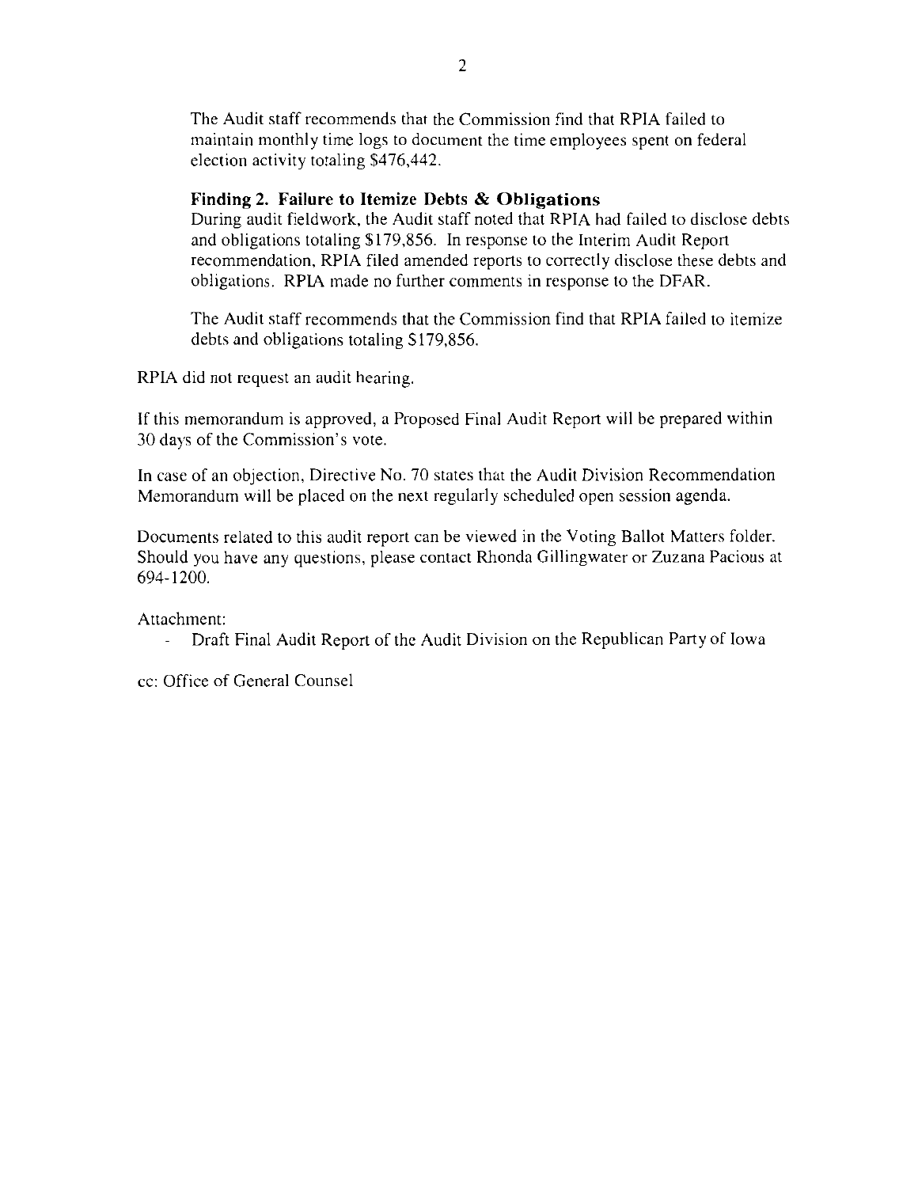The Audit staff recommends that the Commission find that RPIA failed to maintain monthly time logs to document the time employees spent on federal election activity totaling $476,442.

**Finding 2. Failure to Itemize Debts & Obligations**

During audit fieldwork, the Audit staff noted that RPIA had failed to disclose debts and obligations totaling $179,856. In response to the Interim Audit Report recommendation, RPIA filed amended reports to correctly disclose these debts and obligations. RPIA made no further comments in response to the DFAR.

The Audit staff recommends that the Commission find that RPIA failed to itemize debts and obligations totaling $179,856.

RPIA did not request an audit hearing.

If this memorandum is approved, a Proposed Final Audit Report will be prepared within 30 days of the Commission's vote.

In case of an objection, Directive No. 70 states that the Audit Division Recommendation Memorandum will be placed on the next regularly scheduled open session agenda.

Documents related to this audit report can be viewed in the Voting Ballot Matters folder. Should you have any questions, please contact Rhonda Gillingwater or Zuzana Pacious at 694-1200.

Attachment:

- Draft Final Audit Report of the Audit Division on the Republican Party of Iowa

cc: Office of General Counsel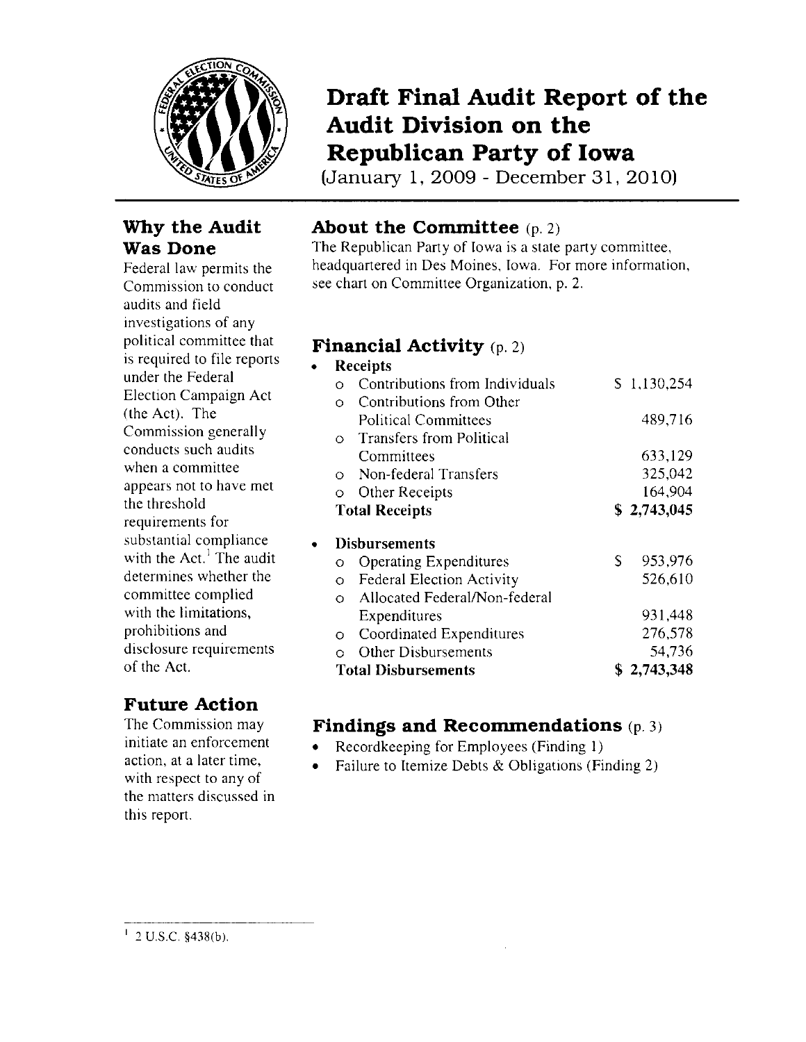# Draft Final Audit Report of the Audit Division on the Republican Party of Iowa

(January 1, 2009 - December 31, 2010)

## Why the Audit Was Done

Federal law permits the Commission to conduct audits and field investigations of any political committee that is required to file reports under the Federal Election Campaign Act (the Act). The Commission generally conducts such audits when a committee appears not to have met the threshold requirements for substantial compliance with the Act.[1] The audit determines whether the committee complied with the limitations, prohibitions and disclosure requirements of the Act.

## Future Action

The Commission may initiate an enforcement action, at a later time, with respect to any of the matters discussed in this report.

## About the Committee (p. 2)

The Republican Party of Iowa is a state party committee, headquartered in Des Moines, Iowa. For more information, see chart on Committee Organization, p. 2.

## Financial Activity (p. 2)

- **Receipts**
  - Contributions from Individuals — $ 1,130,254
  - Contributions from Other Political Committees — 489,716
  - Transfers from Political Committees — 633,129
  - Non-federal Transfers — 325,042
  - Other Receipts — 164,904

  **Total Receipts — $ 2,743,045**

- **Disbursements**
  - Operating Expenditures — $ 953,976
  - Federal Election Activity — 526,610
  - Allocated Federal/Non-federal Expenditures — 931,448
  - Coordinated Expenditures — 276,578
  - Other Disbursements — 54,736

  **Total Disbursements — $ 2,743,348**

## Findings and Recommendations (p. 3)

- Recordkeeping for Employees (Finding 1)
- Failure to Itemize Debts & Obligations (Finding 2)

---

[1] 2 U.S.C. §438(b).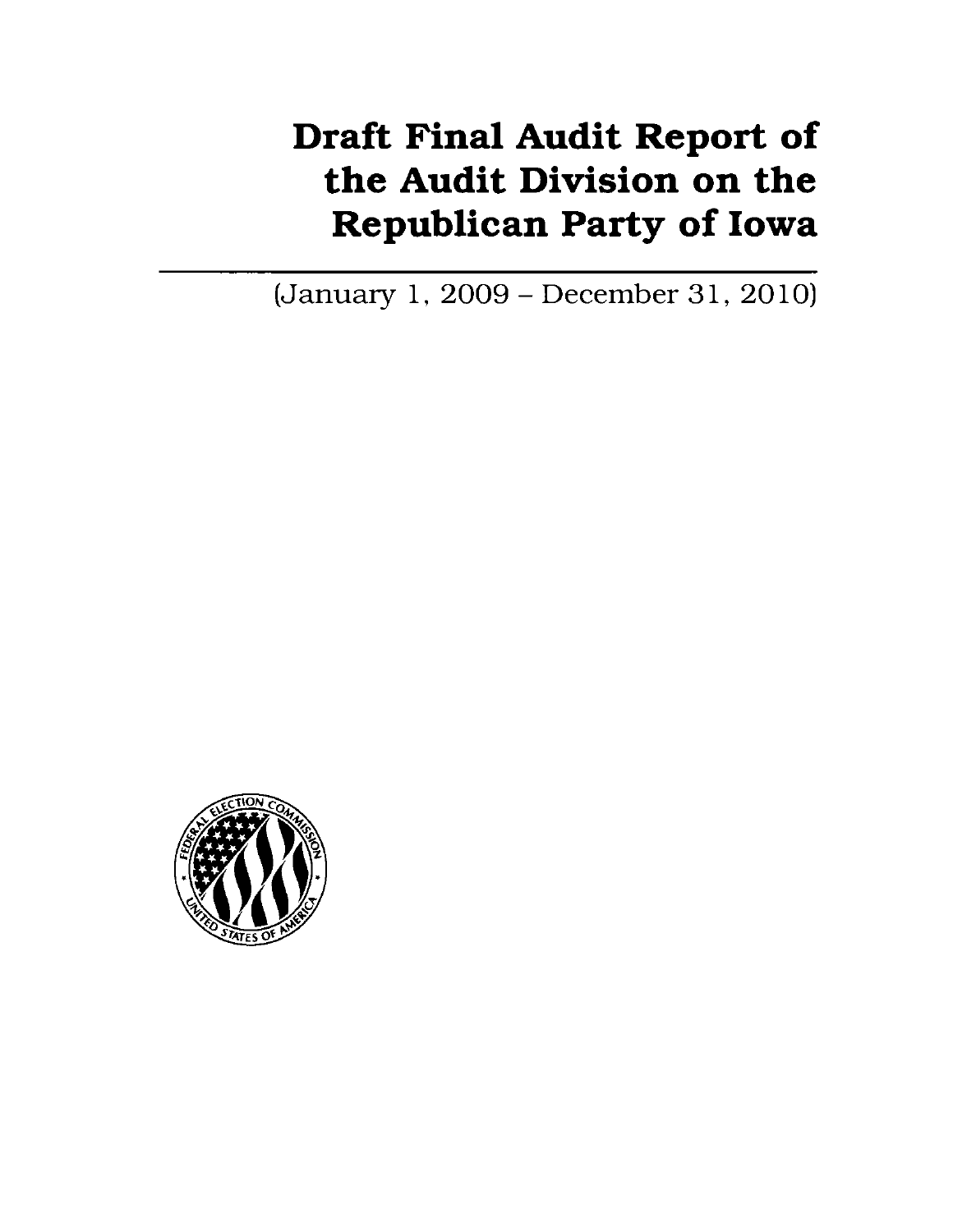# Draft Final Audit Report of the Audit Division on the Republican Party of Iowa

(January 1, 2009 – December 31, 2010)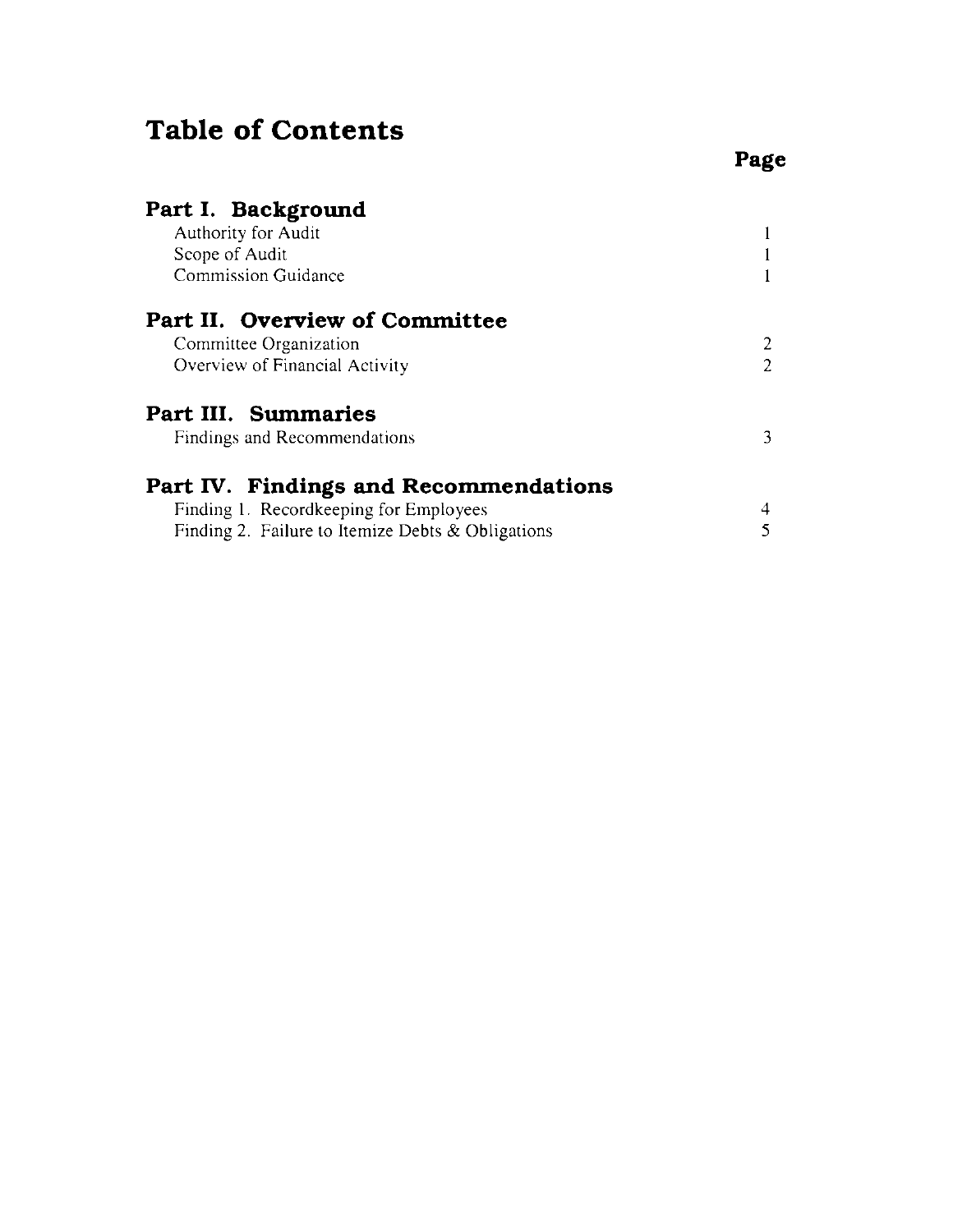# Table of Contents

| | Page |
|---|---|
| **Part I. Background** | |
| Authority for Audit | 1 |
| Scope of Audit | 1 |
| Commission Guidance | 1 |
| **Part II. Overview of Committee** | |
| Committee Organization | 2 |
| Overview of Financial Activity | 2 |
| **Part III. Summaries** | |
| Findings and Recommendations | 3 |
| **Part IV. Findings and Recommendations** | |
| Finding 1. Recordkeeping for Employees | 4 |
| Finding 2. Failure to Itemize Debts & Obligations | 5 |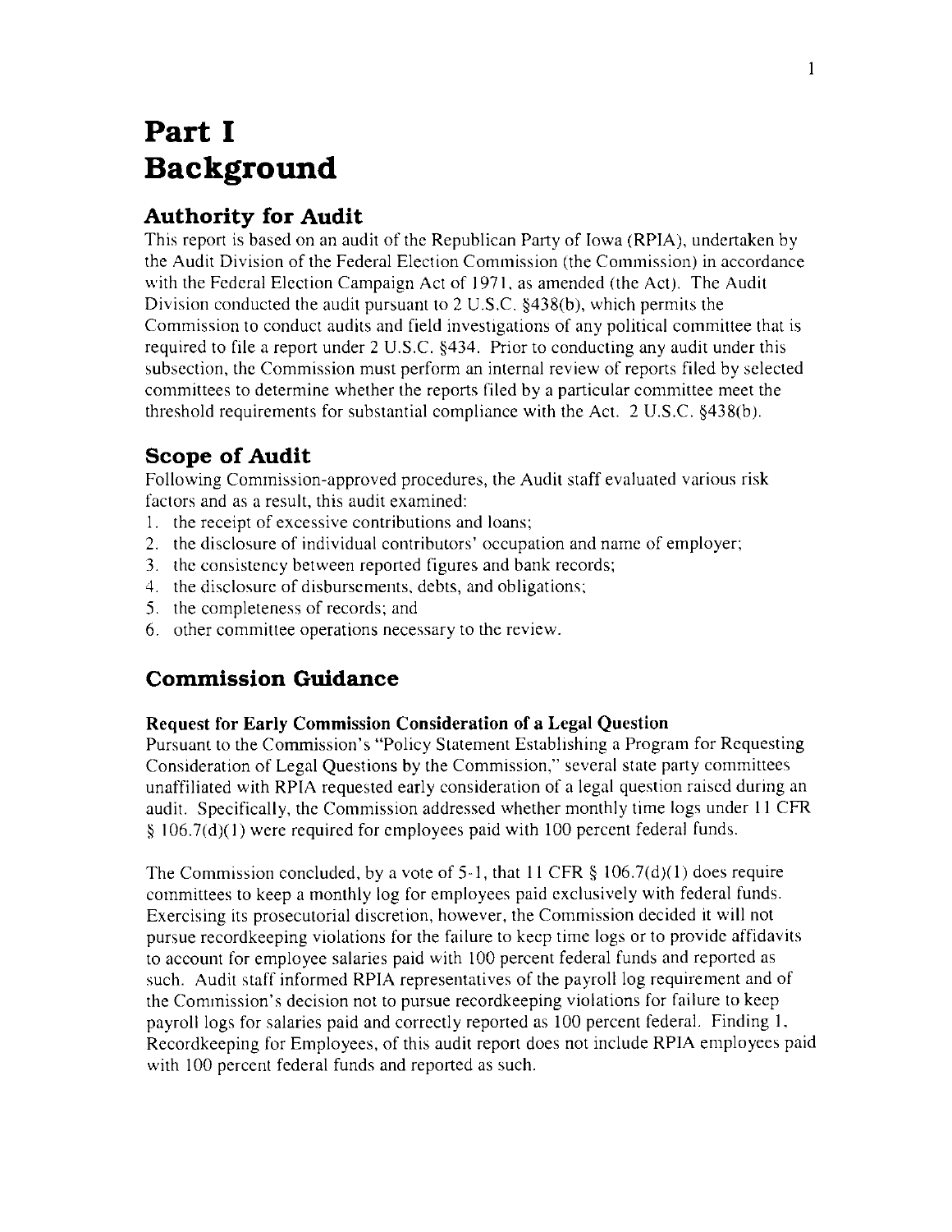# Part I
# Background

## Authority for Audit

This report is based on an audit of the Republican Party of Iowa (RPIA), undertaken by the Audit Division of the Federal Election Commission (the Commission) in accordance with the Federal Election Campaign Act of 1971, as amended (the Act). The Audit Division conducted the audit pursuant to 2 U.S.C. §438(b), which permits the Commission to conduct audits and field investigations of any political committee that is required to file a report under 2 U.S.C. §434. Prior to conducting any audit under this subsection, the Commission must perform an internal review of reports filed by selected committees to determine whether the reports filed by a particular committee meet the threshold requirements for substantial compliance with the Act. 2 U.S.C. §438(b).

## Scope of Audit

Following Commission-approved procedures, the Audit staff evaluated various risk factors and as a result, this audit examined:

1. the receipt of excessive contributions and loans;
2. the disclosure of individual contributors' occupation and name of employer;
3. the consistency between reported figures and bank records;
4. the disclosure of disbursements, debts, and obligations;
5. the completeness of records; and
6. other committee operations necessary to the review.

## Commission Guidance

**Request for Early Commission Consideration of a Legal Question**

Pursuant to the Commission's "Policy Statement Establishing a Program for Requesting Consideration of Legal Questions by the Commission," several state party committees unaffiliated with RPIA requested early consideration of a legal question raised during an audit. Specifically, the Commission addressed whether monthly time logs under 11 CFR § 106.7(d)(1) were required for employees paid with 100 percent federal funds.

The Commission concluded, by a vote of 5-1, that 11 CFR § 106.7(d)(1) does require committees to keep a monthly log for employees paid exclusively with federal funds. Exercising its prosecutorial discretion, however, the Commission decided it will not pursue recordkeeping violations for the failure to keep time logs or to provide affidavits to account for employee salaries paid with 100 percent federal funds and reported as such. Audit staff informed RPIA representatives of the payroll log requirement and of the Commission's decision not to pursue recordkeeping violations for failure to keep payroll logs for salaries paid and correctly reported as 100 percent federal. Finding 1, Recordkeeping for Employees, of this audit report does not include RPIA employees paid with 100 percent federal funds and reported as such.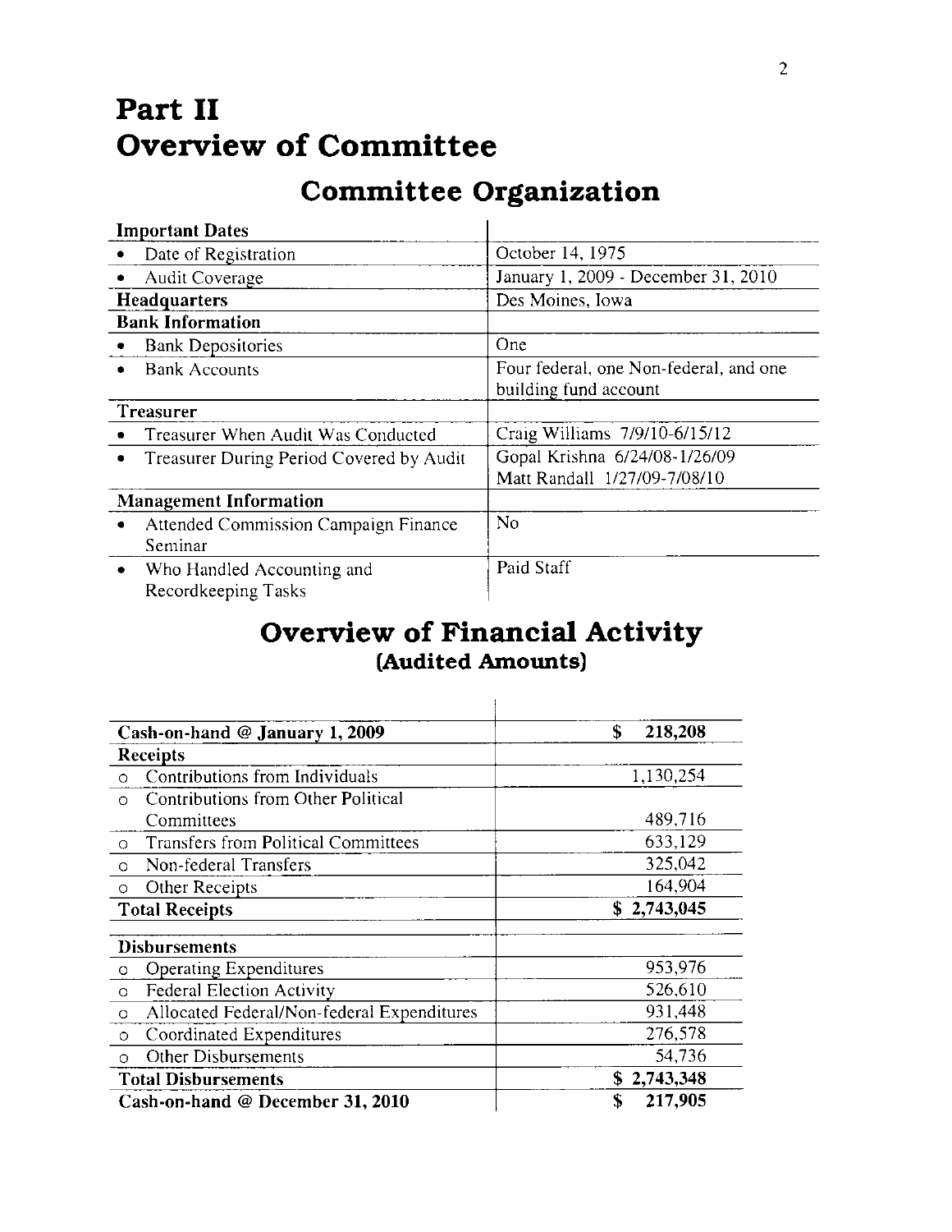# Part II
# Overview of Committee

## Committee Organization

| **Important Dates** | |
|---|---|
| • Date of Registration | October 14, 1975 |
| • Audit Coverage | January 1, 2009 - December 31, 2010 |
| **Headquarters** | Des Moines, Iowa |
| **Bank Information** | |
| • Bank Depositories | One |
| • Bank Accounts | Four federal, one Non-federal, and one building fund account |
| **Treasurer** | |
| • Treasurer When Audit Was Conducted | Craig Williams 7/9/10-6/15/12 |
| • Treasurer During Period Covered by Audit | Gopal Krishna 6/24/08-1/26/09<br>Matt Randall 1/27/09-7/08/10 |
| **Management Information** | |
| • Attended Commission Campaign Finance Seminar | No |
| • Who Handled Accounting and Recordkeeping Tasks | Paid Staff |

## Overview of Financial Activity
### (Audited Amounts)

| | |
|---|---|
| **Cash-on-hand @ January 1, 2009** | **$ 218,208** |
| **Receipts** | |
| ○ Contributions from Individuals | 1,130,254 |
| ○ Contributions from Other Political Committees | 489,716 |
| ○ Transfers from Political Committees | 633,129 |
| ○ Non-federal Transfers | 325,042 |
| ○ Other Receipts | 164,904 |
| **Total Receipts** | **$ 2,743,045** |
| **Disbursements** | |
| ○ Operating Expenditures | 953,976 |
| ○ Federal Election Activity | 526,610 |
| ○ Allocated Federal/Non-federal Expenditures | 931,448 |
| ○ Coordinated Expenditures | 276,578 |
| ○ Other Disbursements | 54,736 |
| **Total Disbursements** | **$ 2,743,348** |
| **Cash-on-hand @ December 31, 2010** | **$ 217,905** |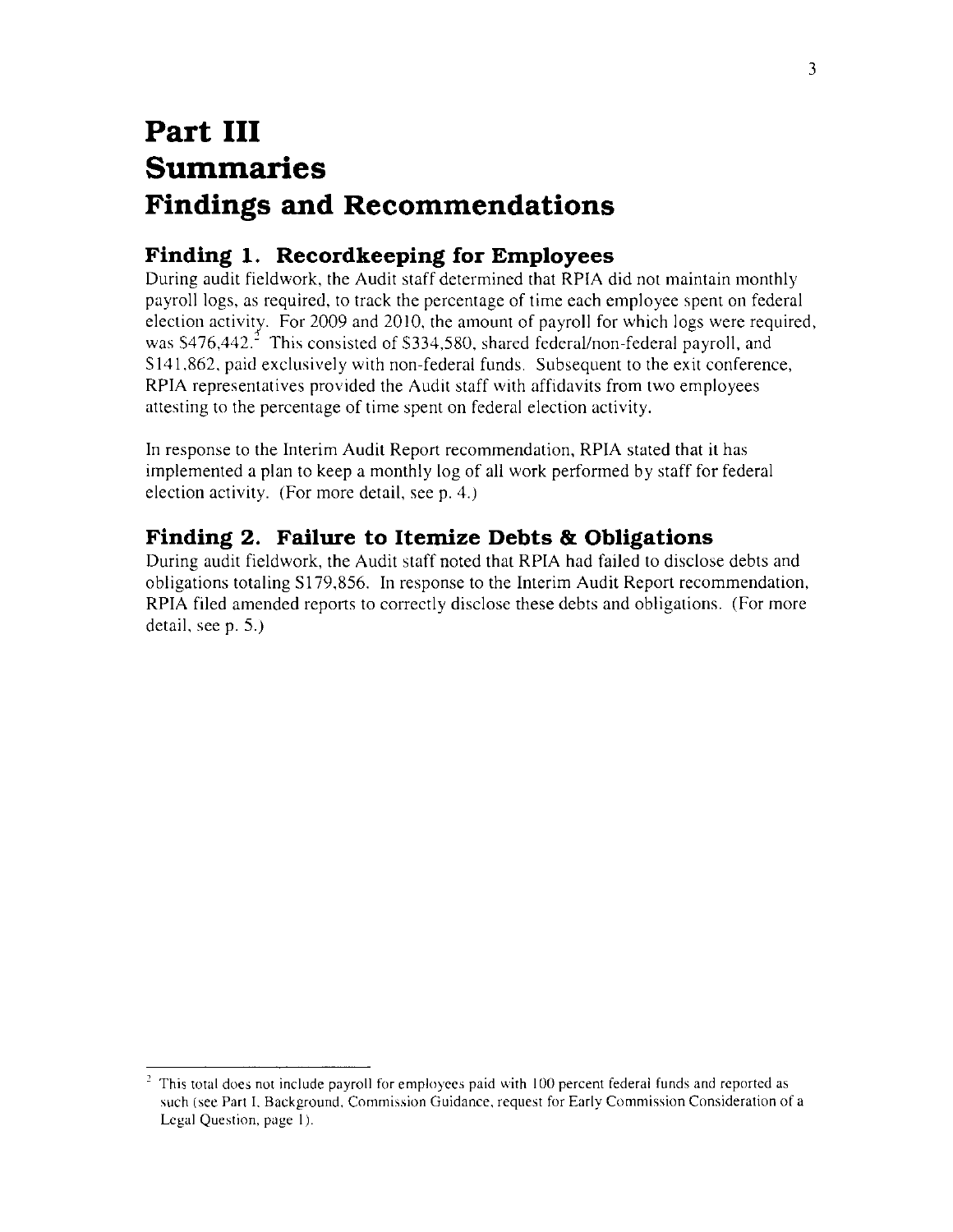# Part III
# Summaries
# Findings and Recommendations

## Finding 1. Recordkeeping for Employees

During audit fieldwork, the Audit staff determined that RPIA did not maintain monthly payroll logs, as required, to track the percentage of time each employee spent on federal election activity. For 2009 and 2010, the amount of payroll for which logs were required, was $476,442.[2] This consisted of $334,580, shared federal/non-federal payroll, and $141,862, paid exclusively with non-federal funds. Subsequent to the exit conference, RPIA representatives provided the Audit staff with affidavits from two employees attesting to the percentage of time spent on federal election activity.

In response to the Interim Audit Report recommendation, RPIA stated that it has implemented a plan to keep a monthly log of all work performed by staff for federal election activity. (For more detail, see p. 4.)

## Finding 2. Failure to Itemize Debts & Obligations

During audit fieldwork, the Audit staff noted that RPIA had failed to disclose debts and obligations totaling $179,856. In response to the Interim Audit Report recommendation, RPIA filed amended reports to correctly disclose these debts and obligations. (For more detail, see p. 5.)

---

[2] This total does not include payroll for employees paid with 100 percent federal funds and reported as such (see Part I, Background, Commission Guidance, request for Early Commission Consideration of a Legal Question, page 1).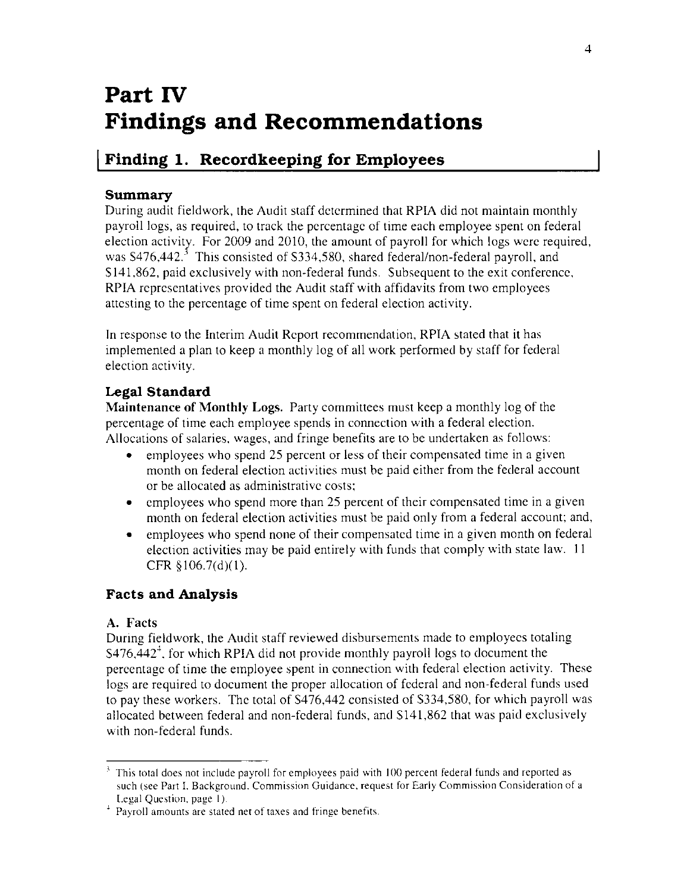# Part IV
# Findings and Recommendations

## Finding 1. Recordkeeping for Employees

### Summary

During audit fieldwork, the Audit staff determined that RPIA did not maintain monthly payroll logs, as required, to track the percentage of time each employee spent on federal election activity. For 2009 and 2010, the amount of payroll for which logs were required, was $476,442.[3] This consisted of $334,580, shared federal/non-federal payroll, and $141,862, paid exclusively with non-federal funds. Subsequent to the exit conference, RPIA representatives provided the Audit staff with affidavits from two employees attesting to the percentage of time spent on federal election activity.

In response to the Interim Audit Report recommendation, RPIA stated that it has implemented a plan to keep a monthly log of all work performed by staff for federal election activity.

### Legal Standard

**Maintenance of Monthly Logs.** Party committees must keep a monthly log of the percentage of time each employee spends in connection with a federal election. Allocations of salaries, wages, and fringe benefits are to be undertaken as follows:

- employees who spend 25 percent or less of their compensated time in a given month on federal election activities must be paid either from the federal account or be allocated as administrative costs;
- employees who spend more than 25 percent of their compensated time in a given month on federal election activities must be paid only from a federal account; and,
- employees who spend none of their compensated time in a given month on federal election activities may be paid entirely with funds that comply with state law. 11 CFR §106.7(d)(1).

### Facts and Analysis

#### A. Facts

During fieldwork, the Audit staff reviewed disbursements made to employees totaling $476,442[4], for which RPIA did not provide monthly payroll logs to document the percentage of time the employee spent in connection with federal election activity. These logs are required to document the proper allocation of federal and non-federal funds used to pay these workers. The total of $476,442 consisted of $334,580, for which payroll was allocated between federal and non-federal funds, and $141,862 that was paid exclusively with non-federal funds.

---

[3] This total does not include payroll for employees paid with 100 percent federal funds and reported as such (see Part I, Background, Commission Guidance, request for Early Commission Consideration of a Legal Question, page 1).

[4] Payroll amounts are stated net of taxes and fringe benefits.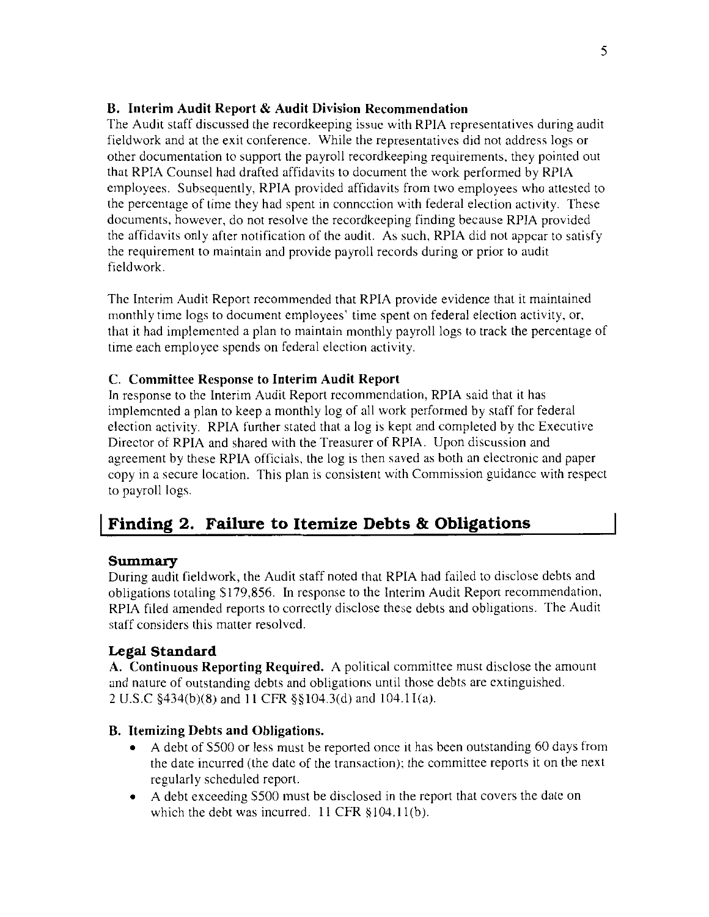### B. Interim Audit Report & Audit Division Recommendation

The Audit staff discussed the recordkeeping issue with RPIA representatives during audit fieldwork and at the exit conference. While the representatives did not address logs or other documentation to support the payroll recordkeeping requirements, they pointed out that RPIA Counsel had drafted affidavits to document the work performed by RPIA employees. Subsequently, RPIA provided affidavits from two employees who attested to the percentage of time they had spent in connection with federal election activity. These documents, however, do not resolve the recordkeeping finding because RPIA provided the affidavits only after notification of the audit. As such, RPIA did not appear to satisfy the requirement to maintain and provide payroll records during or prior to audit fieldwork.

The Interim Audit Report recommended that RPIA provide evidence that it maintained monthly time logs to document employees' time spent on federal election activity, or, that it had implemented a plan to maintain monthly payroll logs to track the percentage of time each employee spends on federal election activity.

### C. Committee Response to Interim Audit Report

In response to the Interim Audit Report recommendation, RPIA said that it has implemented a plan to keep a monthly log of all work performed by staff for federal election activity. RPIA further stated that a log is kept and completed by the Executive Director of RPIA and shared with the Treasurer of RPIA. Upon discussion and agreement by these RPIA officials, the log is then saved as both an electronic and paper copy in a secure location. This plan is consistent with Commission guidance with respect to payroll logs.

## Finding 2. Failure to Itemize Debts & Obligations

### Summary

During audit fieldwork, the Audit staff noted that RPIA had failed to disclose debts and obligations totaling $179,856. In response to the Interim Audit Report recommendation, RPIA filed amended reports to correctly disclose these debts and obligations. The Audit staff considers this matter resolved.

### Legal Standard

**A. Continuous Reporting Required.** A political committee must disclose the amount and nature of outstanding debts and obligations until those debts are extinguished. 2 U.S.C §434(b)(8) and 11 CFR §§104.3(d) and 104.11(a).

**B. Itemizing Debts and Obligations.**

- A debt of $500 or less must be reported once it has been outstanding 60 days from the date incurred (the date of the transaction); the committee reports it on the next regularly scheduled report.
- A debt exceeding $500 must be disclosed in the report that covers the date on which the debt was incurred. 11 CFR §104.11(b).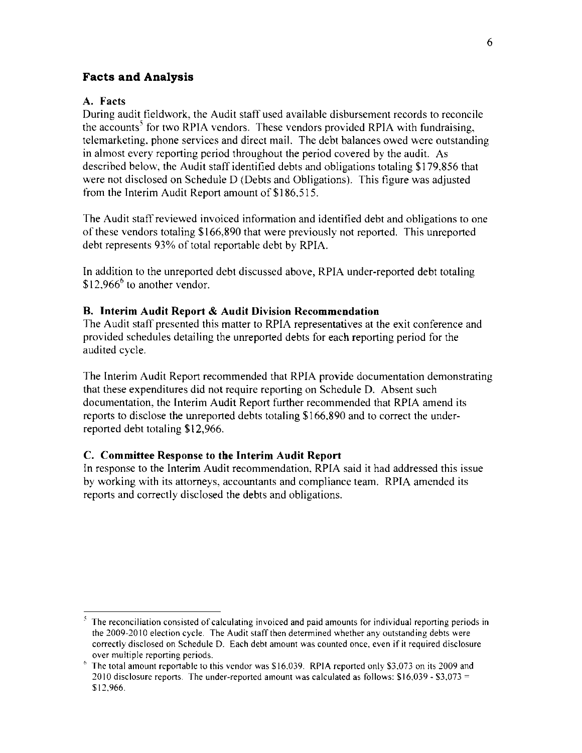## Facts and Analysis

### A. Facts

During audit fieldwork, the Audit staff used available disbursement records to reconcile the accounts[5] for two RPIA vendors. These vendors provided RPIA with fundraising, telemarketing, phone services and direct mail. The debt balances owed were outstanding in almost every reporting period throughout the period covered by the audit. As described below, the Audit staff identified debts and obligations totaling $179,856 that were not disclosed on Schedule D (Debts and Obligations). This figure was adjusted from the Interim Audit Report amount of $186,515.

The Audit staff reviewed invoiced information and identified debt and obligations to one of these vendors totaling $166,890 that were previously not reported. This unreported debt represents 93% of total reportable debt by RPIA.

In addition to the unreported debt discussed above, RPIA under-reported debt totaling $12,966[6] to another vendor.

### B. Interim Audit Report & Audit Division Recommendation

The Audit staff presented this matter to RPIA representatives at the exit conference and provided schedules detailing the unreported debts for each reporting period for the audited cycle.

The Interim Audit Report recommended that RPIA provide documentation demonstrating that these expenditures did not require reporting on Schedule D. Absent such documentation, the Interim Audit Report further recommended that RPIA amend its reports to disclose the unreported debts totaling $166,890 and to correct the under-reported debt totaling $12,966.

### C. Committee Response to the Interim Audit Report

In response to the Interim Audit recommendation, RPIA said it had addressed this issue by working with its attorneys, accountants and compliance team. RPIA amended its reports and correctly disclosed the debts and obligations.

---

[5] The reconciliation consisted of calculating invoiced and paid amounts for individual reporting periods in the 2009-2010 election cycle. The Audit staff then determined whether any outstanding debts were correctly disclosed on Schedule D. Each debt amount was counted once, even if it required disclosure over multiple reporting periods.

[6] The total amount reportable to this vendor was $16,039. RPIA reported only $3,073 on its 2009 and 2010 disclosure reports. The under-reported amount was calculated as follows: $16,039 - $3,073 = $12,966.